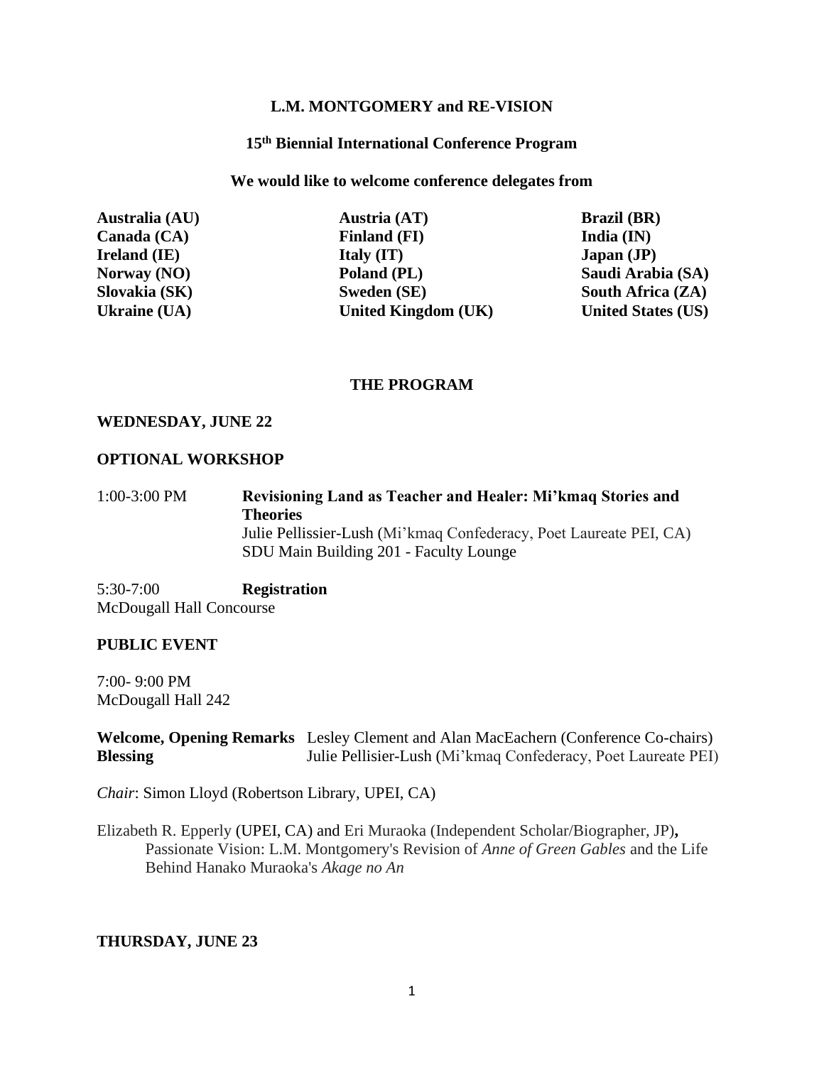**L.M. MONTGOMERY and RE-VISION**

**15th Biennial International Conference Program**

**We would like to welcome conference delegates from**

| | | |
|---|---|---|
| **Australia (AU)** | **Austria (AT)** | **Brazil (BR)** |
| **Canada (CA)** | **Finland (FI)** | **India (IN)** |
| **Ireland (IE)** | **Italy (IT)** | **Japan (JP)** |
| **Norway (NO)** | **Poland (PL)** | **Saudi Arabia (SA)** |
| **Slovakia (SK)** | **Sweden (SE)** | **South Africa (ZA)** |
| **Ukraine (UA)** | **United Kingdom (UK)** | **United States (US)** |

**THE PROGRAM**

**WEDNESDAY, JUNE 22**

**OPTIONAL WORKSHOP**

1:00-3:00 PM **Revisioning Land as Teacher and Healer: Mi'kmaq Stories and Theories**
Julie Pellissier-Lush (Mi'kmaq Confederacy, Poet Laureate PEI, CA)
SDU Main Building 201 - Faculty Lounge

5:30-7:00 **Registration**
McDougall Hall Concourse

**PUBLIC EVENT**

7:00- 9:00 PM
McDougall Hall 242

**Welcome, Opening Remarks** Lesley Clement and Alan MacEachern (Conference Co-chairs)
**Blessing** Julie Pellisier-Lush (Mi'kmaq Confederacy, Poet Laureate PEI)

*Chair*: Simon Lloyd (Robertson Library, UPEI, CA)

Elizabeth R. Epperly (UPEI, CA) and Eri Muraoka (Independent Scholar/Biographer, JP)**,** Passionate Vision: L.M. Montgomery's Revision of *Anne of Green Gables* and the Life Behind Hanako Muraoka's *Akage no An*

**THURSDAY, JUNE 23**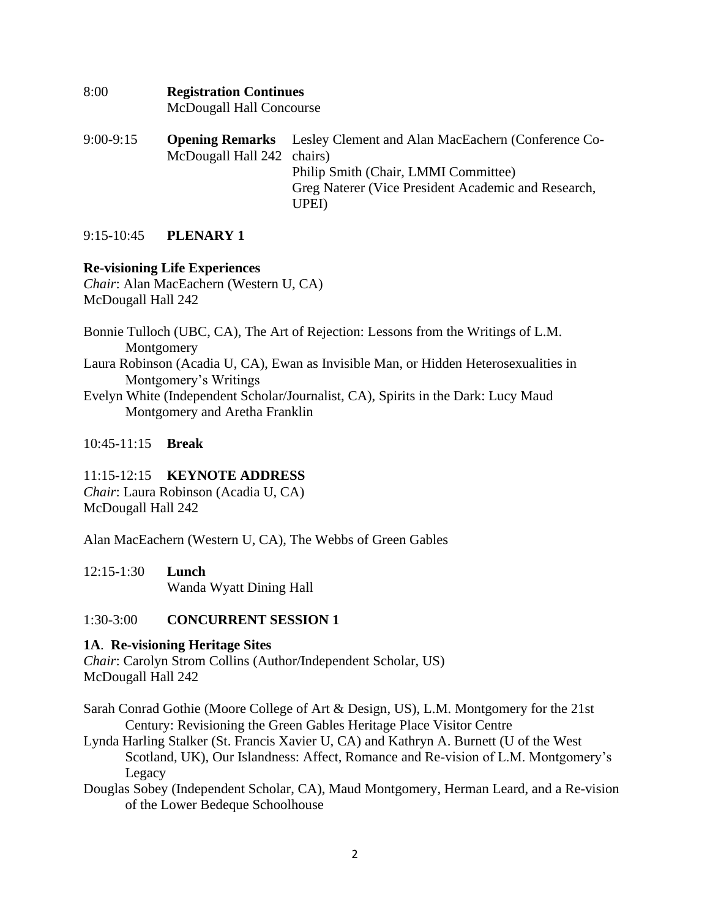8:00 **Registration Continues**
McDougall Hall Concourse

9:00-9:15 **Opening Remarks**
McDougall Hall 242

Lesley Clement and Alan MacEachern (Conference Co-chairs)
Philip Smith (Chair, LMMI Committee)
Greg Naterer (Vice President Academic and Research, UPEI)

9:15-10:45 **PLENARY 1**

**Re-visioning Life Experiences**
*Chair*: Alan MacEachern (Western U, CA)
McDougall Hall 242

Bonnie Tulloch (UBC, CA), The Art of Rejection: Lessons from the Writings of L.M. Montgomery

Laura Robinson (Acadia U, CA), Ewan as Invisible Man, or Hidden Heterosexualities in Montgomery's Writings

Evelyn White (Independent Scholar/Journalist, CA), Spirits in the Dark: Lucy Maud Montgomery and Aretha Franklin

10:45-11:15 **Break**

11:15-12:15 **KEYNOTE ADDRESS**
*Chair*: Laura Robinson (Acadia U, CA)
McDougall Hall 242

Alan MacEachern (Western U, CA), The Webbs of Green Gables

12:15-1:30 **Lunch**
Wanda Wyatt Dining Hall

1:30-3:00 **CONCURRENT SESSION 1**

**1A. Re-visioning Heritage Sites**
*Chair*: Carolyn Strom Collins (Author/Independent Scholar, US)
McDougall Hall 242

Sarah Conrad Gothie (Moore College of Art & Design, US), L.M. Montgomery for the 21st Century: Revisioning the Green Gables Heritage Place Visitor Centre

Lynda Harling Stalker (St. Francis Xavier U, CA) and Kathryn A. Burnett (U of the West Scotland, UK), Our Islandness: Affect, Romance and Re-vision of L.M. Montgomery's Legacy

Douglas Sobey (Independent Scholar, CA), Maud Montgomery, Herman Leard, and a Re-vision of the Lower Bedeque Schoolhouse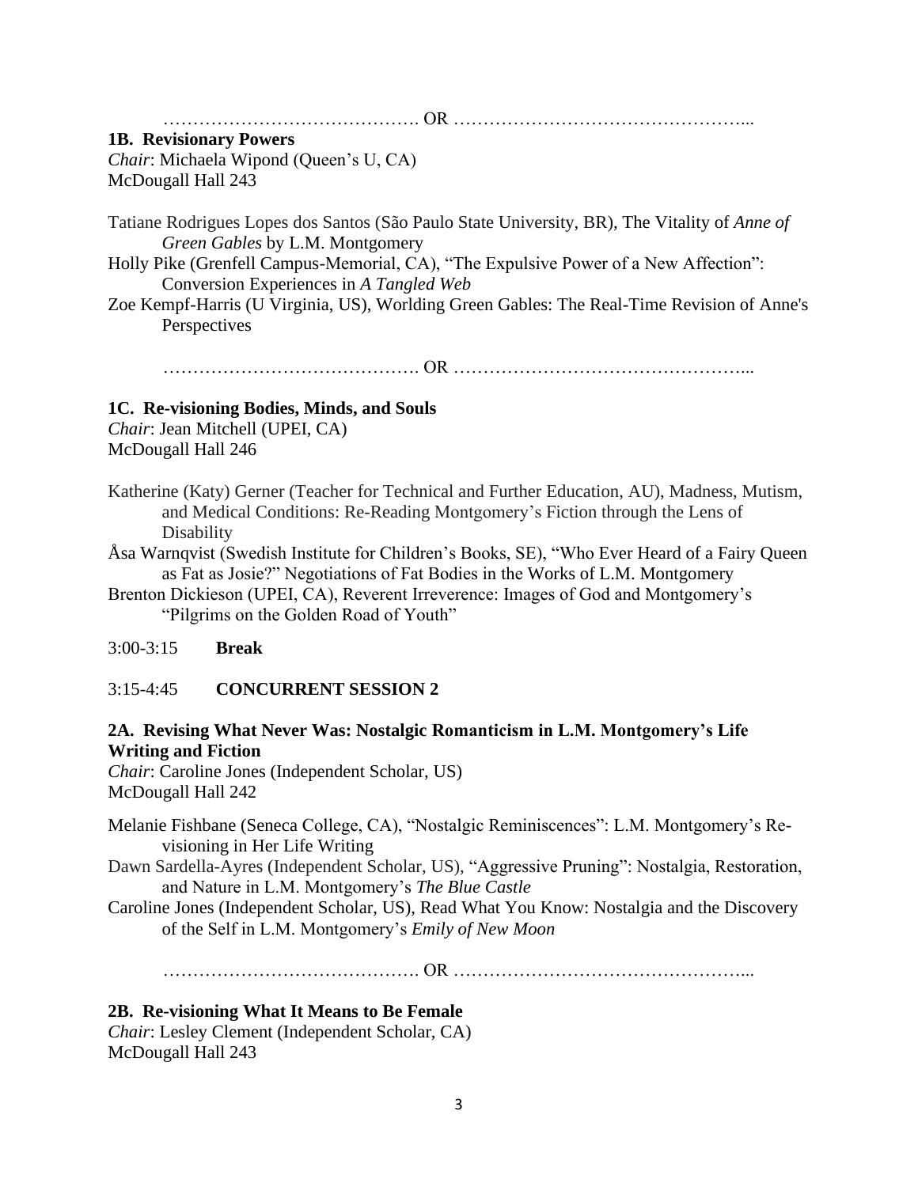……………………………………. OR …………………………………………...

**1B. Revisionary Powers**
*Chair*: Michaela Wipond (Queen's U, CA)
McDougall Hall 243

Tatiane Rodrigues Lopes dos Santos (São Paulo State University, BR), The Vitality of *Anne of Green Gables* by L.M. Montgomery

Holly Pike (Grenfell Campus-Memorial, CA), "The Expulsive Power of a New Affection": Conversion Experiences in *A Tangled Web*

Zoe Kempf-Harris (U Virginia, US), Worlding Green Gables: The Real-Time Revision of Anne's Perspectives

……………………………………. OR …………………………………………...

**1C. Re-visioning Bodies, Minds, and Souls**
*Chair*: Jean Mitchell (UPEI, CA)
McDougall Hall 246

Katherine (Katy) Gerner (Teacher for Technical and Further Education, AU), Madness, Mutism, and Medical Conditions: Re-Reading Montgomery's Fiction through the Lens of Disability

Åsa Warnqvist (Swedish Institute for Children's Books, SE), "Who Ever Heard of a Fairy Queen as Fat as Josie?" Negotiations of Fat Bodies in the Works of L.M. Montgomery

Brenton Dickieson (UPEI, CA), Reverent Irreverence: Images of God and Montgomery's "Pilgrims on the Golden Road of Youth"

3:00-3:15 **Break**

3:15-4:45 **CONCURRENT SESSION 2**

**2A. Revising What Never Was: Nostalgic Romanticism in L.M. Montgomery's Life Writing and Fiction**
*Chair*: Caroline Jones (Independent Scholar, US)
McDougall Hall 242

Melanie Fishbane (Seneca College, CA), "Nostalgic Reminiscences": L.M. Montgomery's Re-visioning in Her Life Writing

Dawn Sardella-Ayres (Independent Scholar, US), "Aggressive Pruning": Nostalgia, Restoration, and Nature in L.M. Montgomery's *The Blue Castle*

Caroline Jones (Independent Scholar, US), Read What You Know: Nostalgia and the Discovery of the Self in L.M. Montgomery's *Emily of New Moon*

……………………………………. OR …………………………………………...

**2B. Re-visioning What It Means to Be Female**
*Chair*: Lesley Clement (Independent Scholar, CA)
McDougall Hall 243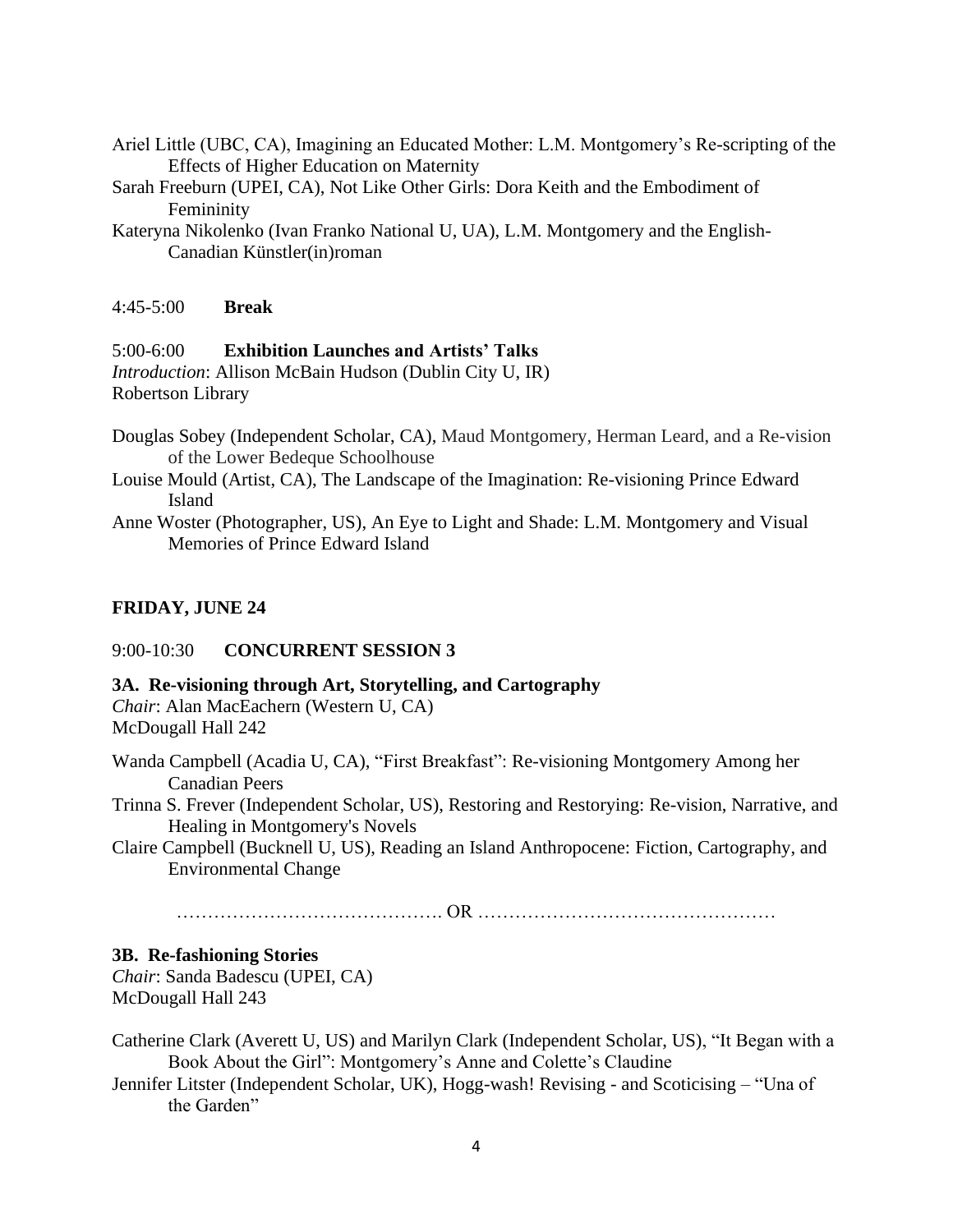Ariel Little (UBC, CA), Imagining an Educated Mother: L.M. Montgomery's Re-scripting of the Effects of Higher Education on Maternity

Sarah Freeburn (UPEI, CA), Not Like Other Girls: Dora Keith and the Embodiment of Femininity

Kateryna Nikolenko (Ivan Franko National U, UA), L.M. Montgomery and the English-Canadian Künstler(in)roman

4:45-5:00 **Break**

5:00-6:00 **Exhibition Launches and Artists' Talks**
*Introduction*: Allison McBain Hudson (Dublin City U, IR)
Robertson Library

Douglas Sobey (Independent Scholar, CA), Maud Montgomery, Herman Leard, and a Re-vision of the Lower Bedeque Schoolhouse

Louise Mould (Artist, CA), The Landscape of the Imagination: Re-visioning Prince Edward Island

Anne Woster (Photographer, US), An Eye to Light and Shade: L.M. Montgomery and Visual Memories of Prince Edward Island

## FRIDAY, JUNE 24

9:00-10:30 **CONCURRENT SESSION 3**

### 3A. Re-visioning through Art, Storytelling, and Cartography
*Chair*: Alan MacEachern (Western U, CA)
McDougall Hall 242

Wanda Campbell (Acadia U, CA), "First Breakfast": Re-visioning Montgomery Among her Canadian Peers

Trinna S. Frever (Independent Scholar, US), Restoring and Restorying: Re-vision, Narrative, and Healing in Montgomery's Novels

Claire Campbell (Bucknell U, US), Reading an Island Anthropocene: Fiction, Cartography, and Environmental Change

……………………………………. OR …………………………………………

### 3B. Re-fashioning Stories
*Chair*: Sanda Badescu (UPEI, CA)
McDougall Hall 243

Catherine Clark (Averett U, US) and Marilyn Clark (Independent Scholar, US), "It Began with a Book About the Girl": Montgomery's Anne and Colette's Claudine

Jennifer Litster (Independent Scholar, UK), Hogg-wash! Revising - and Scoticising – "Una of the Garden"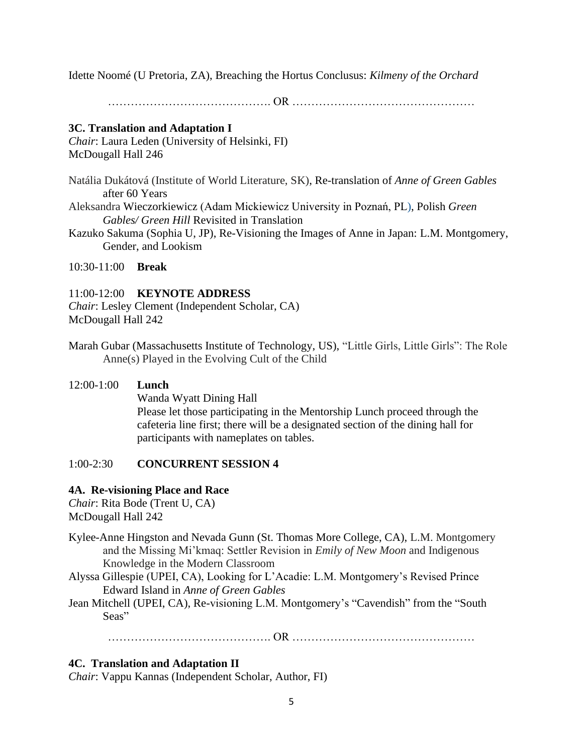Idette Noomé (U Pretoria, ZA), Breaching the Hortus Conclusus: *Kilmeny of the Orchard*

……………………………………. OR …………………………………………

**3C. Translation and Adaptation I**
*Chair*: Laura Leden (University of Helsinki, FI)
McDougall Hall 246

Natália Dukátová (Institute of World Literature, SK), Re-translation of *Anne of Green Gables* after 60 Years

Aleksandra Wieczorkiewicz (Adam Mickiewicz University in Poznań, PL), Polish *Green Gables/ Green Hill* Revisited in Translation

Kazuko Sakuma (Sophia U, JP), Re-Visioning the Images of Anne in Japan: L.M. Montgomery, Gender, and Lookism

10:30-11:00 **Break**

11:00-12:00 **KEYNOTE ADDRESS**
*Chair*: Lesley Clement (Independent Scholar, CA)
McDougall Hall 242

Marah Gubar (Massachusetts Institute of Technology, US), "Little Girls, Little Girls": The Role Anne(s) Played in the Evolving Cult of the Child

12:00-1:00 **Lunch**
Wanda Wyatt Dining Hall
Please let those participating in the Mentorship Lunch proceed through the cafeteria line first; there will be a designated section of the dining hall for participants with nameplates on tables.

1:00-2:30 **CONCURRENT SESSION 4**

**4A. Re-visioning Place and Race**
*Chair*: Rita Bode (Trent U, CA)
McDougall Hall 242

Kylee-Anne Hingston and Nevada Gunn (St. Thomas More College, CA), L.M. Montgomery and the Missing Mi'kmaq: Settler Revision in *Emily of New Moon* and Indigenous Knowledge in the Modern Classroom

Alyssa Gillespie (UPEI, CA), Looking for L'Acadie: L.M. Montgomery's Revised Prince Edward Island in *Anne of Green Gables*

Jean Mitchell (UPEI, CA), Re-visioning L.M. Montgomery's "Cavendish" from the "South Seas"

……………………………………. OR …………………………………………

**4C. Translation and Adaptation II**
*Chair*: Vappu Kannas (Independent Scholar, Author, FI)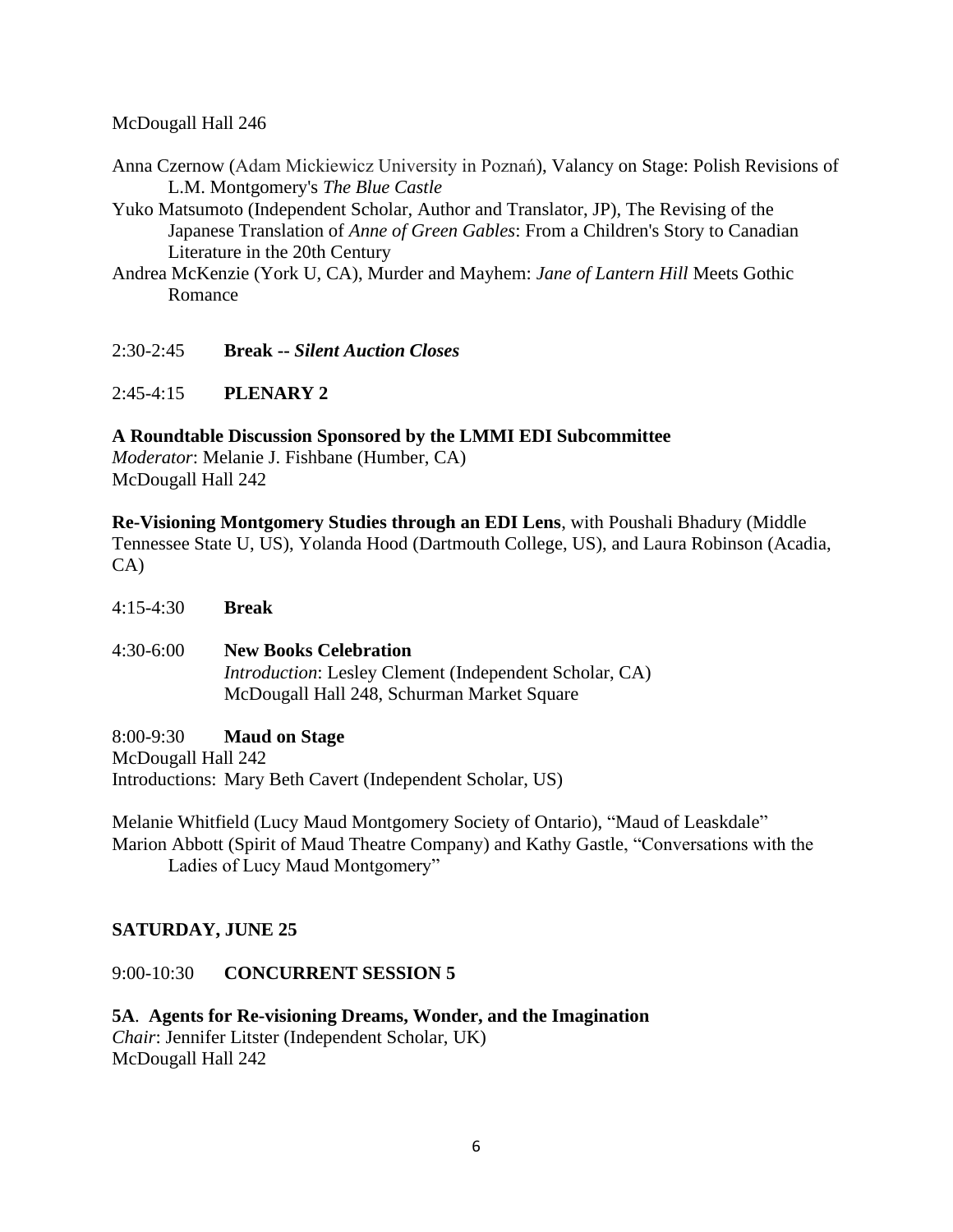McDougall Hall 246

Anna Czernow (Adam Mickiewicz University in Poznań), Valancy on Stage: Polish Revisions of L.M. Montgomery's *The Blue Castle*

Yuko Matsumoto (Independent Scholar, Author and Translator, JP), The Revising of the Japanese Translation of *Anne of Green Gables*: From a Children's Story to Canadian Literature in the 20th Century

Andrea McKenzie (York U, CA), Murder and Mayhem: *Jane of Lantern Hill* Meets Gothic Romance

2:30-2:45 **Break --** ***Silent Auction Closes***

2:45-4:15 **PLENARY 2**

**A Roundtable Discussion Sponsored by the LMMI EDI Subcommittee**
*Moderator*: Melanie J. Fishbane (Humber, CA)
McDougall Hall 242

**Re-Visioning Montgomery Studies through an EDI Lens**, with Poushali Bhadury (Middle Tennessee State U, US), Yolanda Hood (Dartmouth College, US), and Laura Robinson (Acadia, CA)

4:15-4:30 **Break**

4:30-6:00 **New Books Celebration**
*Introduction*: Lesley Clement (Independent Scholar, CA)
McDougall Hall 248, Schurman Market Square

8:00-9:30 **Maud on Stage**
McDougall Hall 242
Introductions: Mary Beth Cavert (Independent Scholar, US)

Melanie Whitfield (Lucy Maud Montgomery Society of Ontario), "Maud of Leaskdale"

Marion Abbott (Spirit of Maud Theatre Company) and Kathy Gastle, "Conversations with the Ladies of Lucy Maud Montgomery"

## SATURDAY, JUNE 25

9:00-10:30 **CONCURRENT SESSION 5**

**5A. Agents for Re-visioning Dreams, Wonder, and the Imagination**
*Chair*: Jennifer Litster (Independent Scholar, UK)
McDougall Hall 242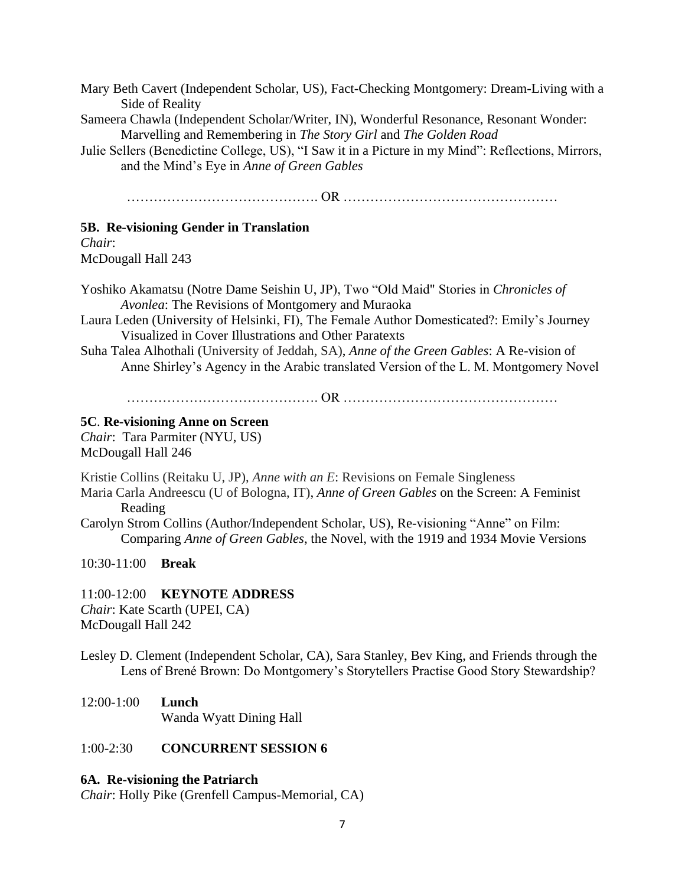Mary Beth Cavert (Independent Scholar, US), Fact-Checking Montgomery: Dream-Living with a Side of Reality

Sameera Chawla (Independent Scholar/Writer, IN), Wonderful Resonance, Resonant Wonder: Marvelling and Remembering in *The Story Girl* and *The Golden Road*

Julie Sellers (Benedictine College, US), "I Saw it in a Picture in my Mind": Reflections, Mirrors, and the Mind's Eye in *Anne of Green Gables*

……………………………………. OR …………………………………………

**5B. Re-visioning Gender in Translation**

*Chair*:

McDougall Hall 243

Yoshiko Akamatsu (Notre Dame Seishin U, JP), Two "Old Maid" Stories in *Chronicles of Avonlea*: The Revisions of Montgomery and Muraoka

Laura Leden (University of Helsinki, FI), The Female Author Domesticated?: Emily's Journey Visualized in Cover Illustrations and Other Paratexts

Suha Talea Alhothali (University of Jeddah, SA), *Anne of the Green Gables*: A Re-vision of Anne Shirley's Agency in the Arabic translated Version of the L. M. Montgomery Novel

……………………………………. OR …………………………………………

**5C. Re-visioning Anne on Screen**

*Chair*: Tara Parmiter (NYU, US)

McDougall Hall 246

Kristie Collins (Reitaku U, JP), *Anne with an E*: Revisions on Female Singleness

Maria Carla Andreescu (U of Bologna, IT), *Anne of Green Gables* on the Screen: A Feminist Reading

Carolyn Strom Collins (Author/Independent Scholar, US), Re-visioning "Anne" on Film: Comparing *Anne of Green Gables*, the Novel, with the 1919 and 1934 Movie Versions

10:30-11:00 **Break**

11:00-12:00 **KEYNOTE ADDRESS**

*Chair*: Kate Scarth (UPEI, CA)

McDougall Hall 242

Lesley D. Clement (Independent Scholar, CA), Sara Stanley, Bev King, and Friends through the Lens of Brené Brown: Do Montgomery's Storytellers Practise Good Story Stewardship?

12:00-1:00 **Lunch**
Wanda Wyatt Dining Hall

1:00-2:30 **CONCURRENT SESSION 6**

**6A. Re-visioning the Patriarch**

*Chair*: Holly Pike (Grenfell Campus-Memorial, CA)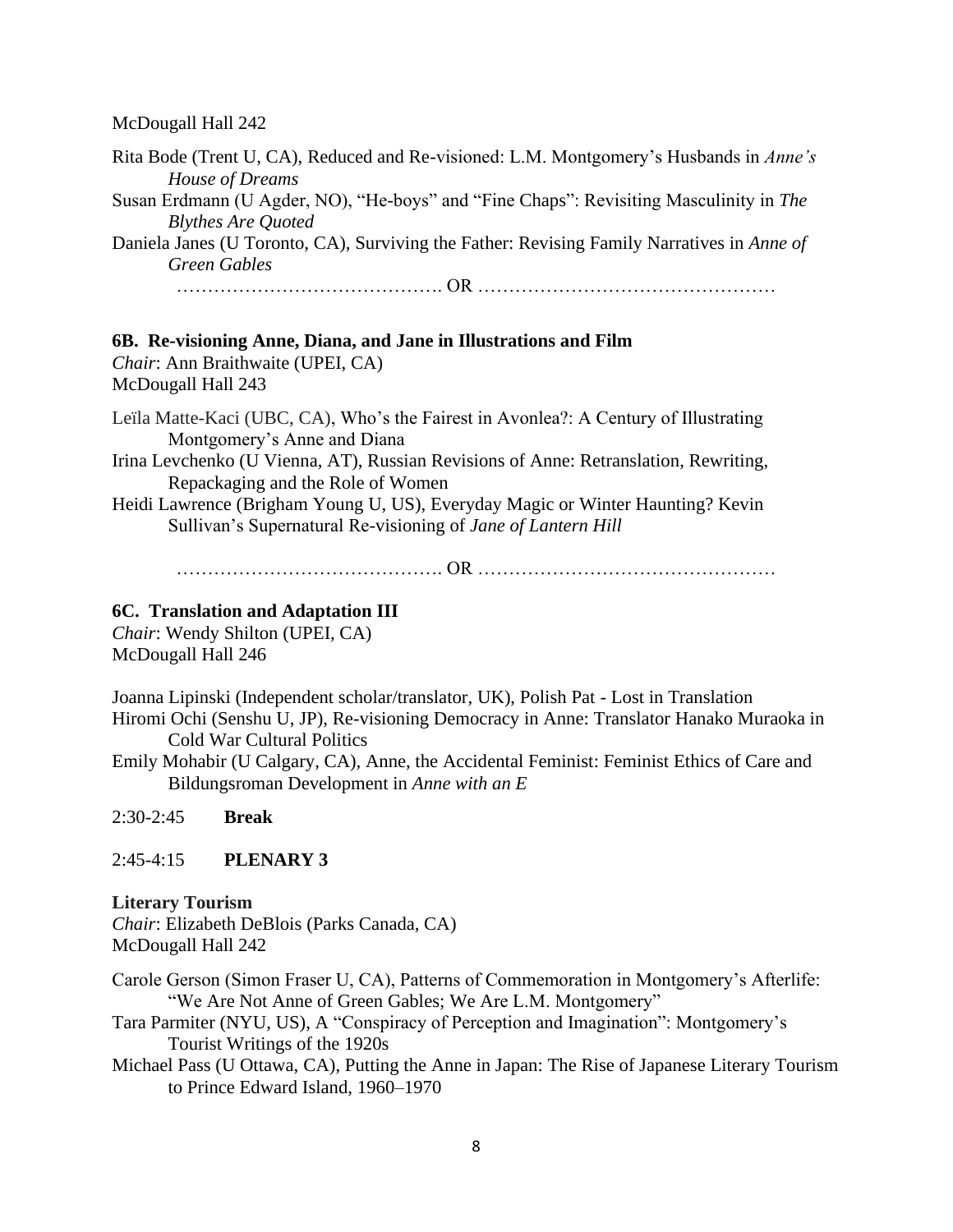McDougall Hall 242

Rita Bode (Trent U, CA), Reduced and Re-visioned: L.M. Montgomery's Husbands in *Anne's House of Dreams*

Susan Erdmann (U Agder, NO), "He-boys" and "Fine Chaps": Revisiting Masculinity in *The Blythes Are Quoted*

Daniela Janes (U Toronto, CA), Surviving the Father: Revising Family Narratives in *Anne of Green Gables*

……………………………………. OR …………………………………………

**6B. Re-visioning Anne, Diana, and Jane in Illustrations and Film**
*Chair*: Ann Braithwaite (UPEI, CA)
McDougall Hall 243

Leïla Matte-Kaci (UBC, CA), Who's the Fairest in Avonlea?: A Century of Illustrating Montgomery's Anne and Diana

Irina Levchenko (U Vienna, AT), Russian Revisions of Anne: Retranslation, Rewriting, Repackaging and the Role of Women

Heidi Lawrence (Brigham Young U, US), Everyday Magic or Winter Haunting? Kevin Sullivan's Supernatural Re-visioning of *Jane of Lantern Hill*

……………………………………. OR …………………………………………

**6C. Translation and Adaptation III**
*Chair*: Wendy Shilton (UPEI, CA)
McDougall Hall 246

Joanna Lipinski (Independent scholar/translator, UK), Polish Pat - Lost in Translation

Hiromi Ochi (Senshu U, JP), Re-visioning Democracy in Anne: Translator Hanako Muraoka in Cold War Cultural Politics

Emily Mohabir (U Calgary, CA), Anne, the Accidental Feminist: Feminist Ethics of Care and Bildungsroman Development in *Anne with an E*

2:30-2:45 **Break**

2:45-4:15 **PLENARY 3**

**Literary Tourism**
*Chair*: Elizabeth DeBlois (Parks Canada, CA)
McDougall Hall 242

Carole Gerson (Simon Fraser U, CA), Patterns of Commemoration in Montgomery's Afterlife: "We Are Not Anne of Green Gables; We Are L.M. Montgomery"

Tara Parmiter (NYU, US), A "Conspiracy of Perception and Imagination": Montgomery's Tourist Writings of the 1920s

Michael Pass (U Ottawa, CA), Putting the Anne in Japan: The Rise of Japanese Literary Tourism to Prince Edward Island, 1960–1970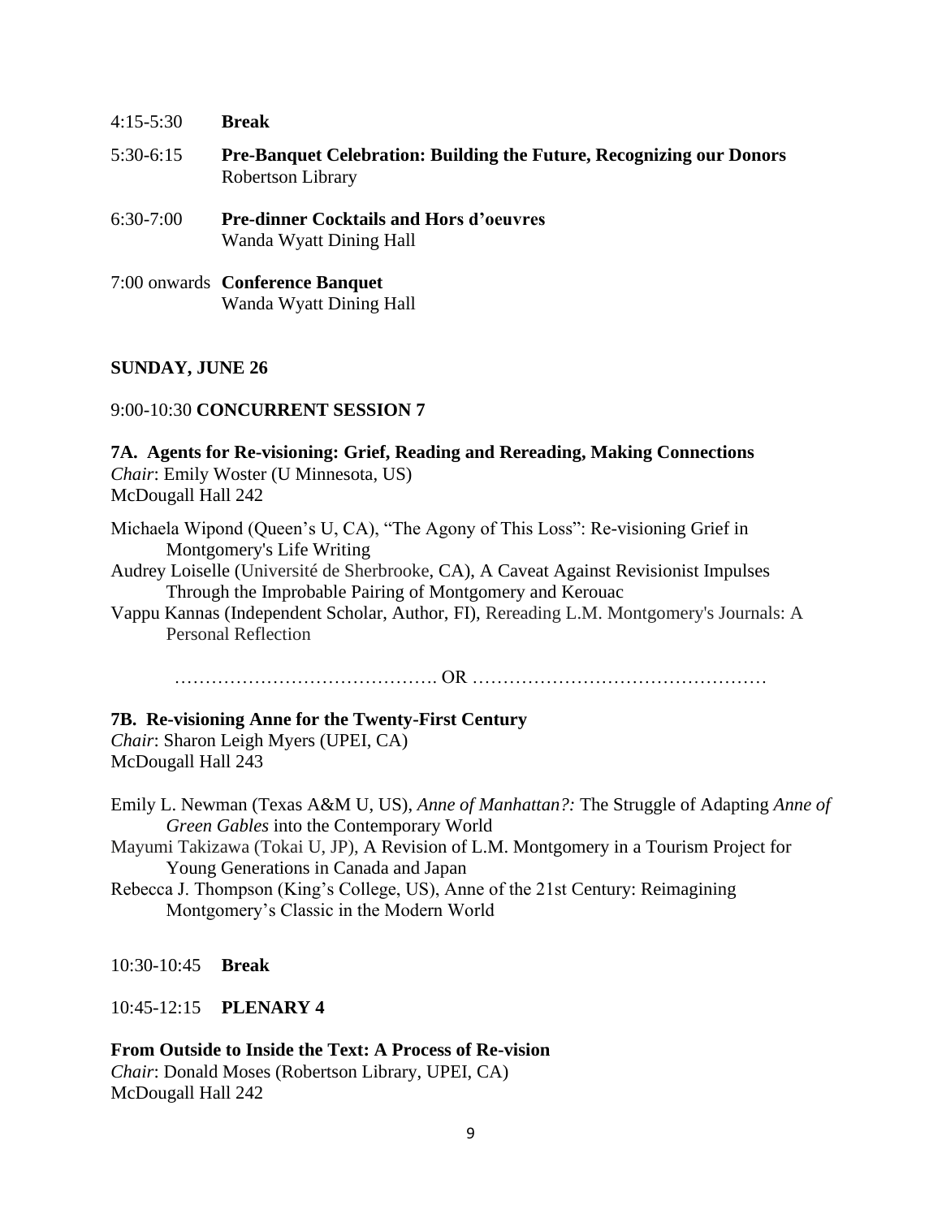4:15-5:30 **Break**

5:30-6:15 **Pre-Banquet Celebration: Building the Future, Recognizing our Donors**
Robertson Library

6:30-7:00 **Pre-dinner Cocktails and Hors d'oeuvres**
Wanda Wyatt Dining Hall

7:00 onwards **Conference Banquet**
Wanda Wyatt Dining Hall

## SUNDAY, JUNE 26

9:00-10:30 **CONCURRENT SESSION 7**

**7A. Agents for Re-visioning: Grief, Reading and Rereading, Making Connections**
*Chair*: Emily Woster (U Minnesota, US)
McDougall Hall 242

Michaela Wipond (Queen's U, CA), "The Agony of This Loss": Re-visioning Grief in Montgomery's Life Writing
Audrey Loiselle (Université de Sherbrooke, CA), A Caveat Against Revisionist Impulses Through the Improbable Pairing of Montgomery and Kerouac
Vappu Kannas (Independent Scholar, Author, FI), Rereading L.M. Montgomery's Journals: A Personal Reflection

……………………………………. OR …………………………………………

**7B. Re-visioning Anne for the Twenty-First Century**
*Chair*: Sharon Leigh Myers (UPEI, CA)
McDougall Hall 243

Emily L. Newman (Texas A&M U, US), *Anne of Manhattan?:* The Struggle of Adapting *Anne of Green Gables* into the Contemporary World
Mayumi Takizawa (Tokai U, JP), A Revision of L.M. Montgomery in a Tourism Project for Young Generations in Canada and Japan
Rebecca J. Thompson (King's College, US), Anne of the 21st Century: Reimagining Montgomery's Classic in the Modern World

10:30-10:45 **Break**

10:45-12:15 **PLENARY 4**

**From Outside to Inside the Text: A Process of Re-vision**
*Chair*: Donald Moses (Robertson Library, UPEI, CA)
McDougall Hall 242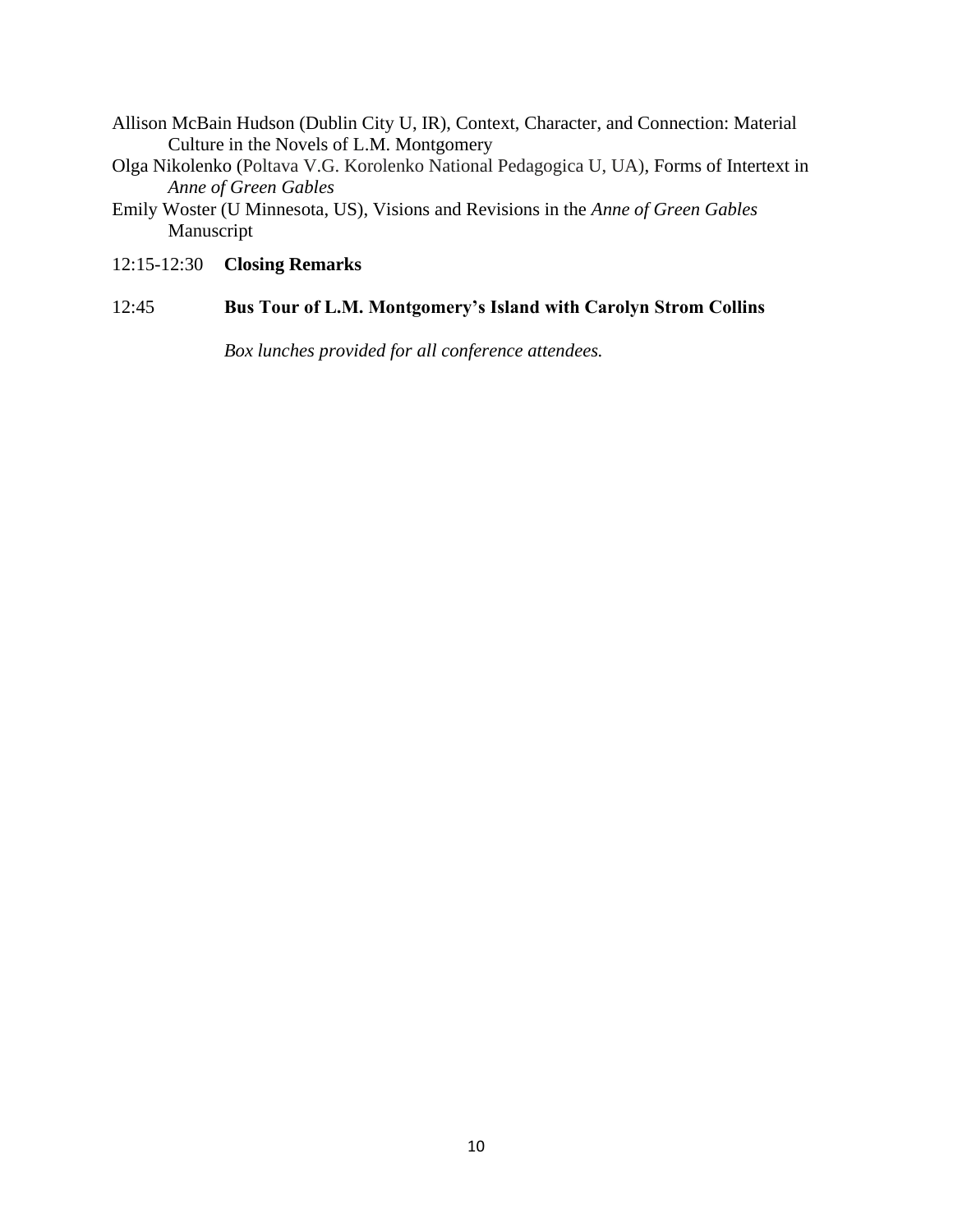Allison McBain Hudson (Dublin City U, IR), Context, Character, and Connection: Material Culture in the Novels of L.M. Montgomery

Olga Nikolenko (Poltava V.G. Korolenko National Pedagogica U, UA), Forms of Intertext in *Anne of Green Gables*

Emily Woster (U Minnesota, US), Visions and Revisions in the *Anne of Green Gables* Manuscript

12:15-12:30 **Closing Remarks**

12:45 **Bus Tour of L.M. Montgomery's Island with Carolyn Strom Collins**

*Box lunches provided for all conference attendees.*